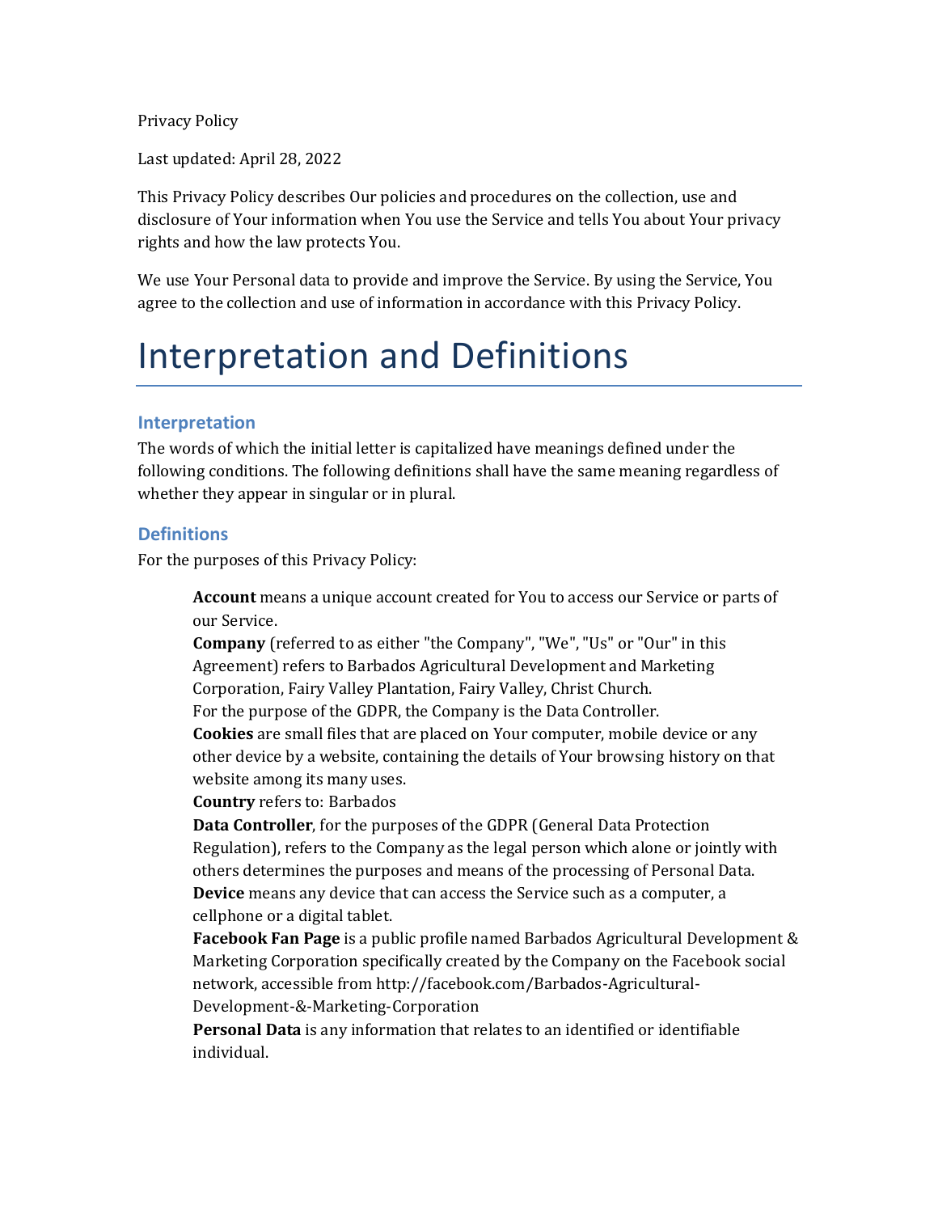Privacy Policy

Last updated: April 28, 2022

This Privacy Policy describes Our policies and procedures on the collection, use and disclosure of Your information when You use the Service and tells You about Your privacy rights and how the law protects You.

We use Your Personal data to provide and improve the Service. By using the Service, You agree to the collection and use of information in accordance with this Privacy Policy.

# Interpretation and Definitions

## Interpretation

The words of which the initial letter is capitalized have meanings defined under the following conditions. The following definitions shall have the same meaning regardless of whether they appear in singular or in plural.

## Definitions

For the purposes of this Privacy Policy:

**Account** means a unique account created for You to access our Service or parts of our Service.

**Company** (referred to as either "the Company", "We", "Us" or "Our" in this Agreement) refers to Barbados Agricultural Development and Marketing Corporation, Fairy Valley Plantation, Fairy Valley, Christ Church.
For the purpose of the GDPR, the Company is the Data Controller.

**Cookies** are small files that are placed on Your computer, mobile device or any other device by a website, containing the details of Your browsing history on that website among its many uses.

**Country** refers to: Barbados

**Data Controller**, for the purposes of the GDPR (General Data Protection Regulation), refers to the Company as the legal person which alone or jointly with others determines the purposes and means of the processing of Personal Data.

**Device** means any device that can access the Service such as a computer, a cellphone or a digital tablet.

**Facebook Fan Page** is a public profile named Barbados Agricultural Development & Marketing Corporation specifically created by the Company on the Facebook social network, accessible from http://facebook.com/Barbados-Agricultural-Development-&-Marketing-Corporation

**Personal Data** is any information that relates to an identified or identifiable individual.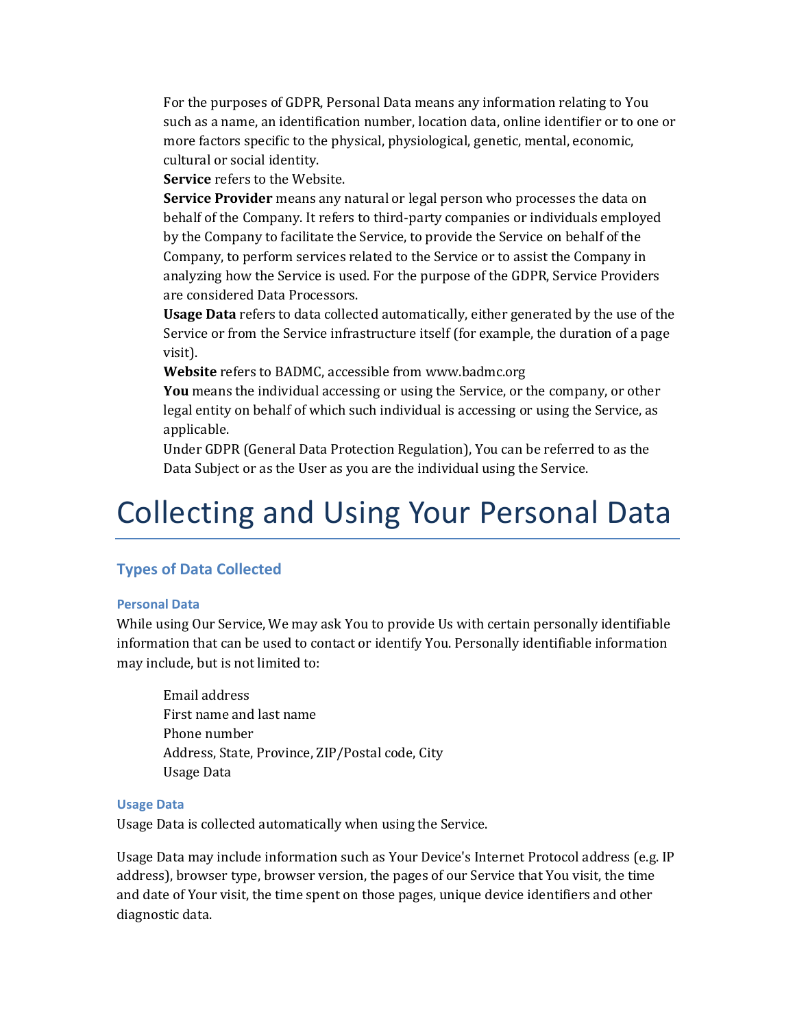For the purposes of GDPR, Personal Data means any information relating to You such as a name, an identification number, location data, online identifier or to one or more factors specific to the physical, physiological, genetic, mental, economic, cultural or social identity.

**Service** refers to the Website.

**Service Provider** means any natural or legal person who processes the data on behalf of the Company. It refers to third-party companies or individuals employed by the Company to facilitate the Service, to provide the Service on behalf of the Company, to perform services related to the Service or to assist the Company in analyzing how the Service is used. For the purpose of the GDPR, Service Providers are considered Data Processors.

**Usage Data** refers to data collected automatically, either generated by the use of the Service or from the Service infrastructure itself (for example, the duration of a page visit).

**Website** refers to BADMC, accessible from www.badmc.org

**You** means the individual accessing or using the Service, or the company, or other legal entity on behalf of which such individual is accessing or using the Service, as applicable.

Under GDPR (General Data Protection Regulation), You can be referred to as the Data Subject or as the User as you are the individual using the Service.

# Collecting and Using Your Personal Data

## Types of Data Collected

### Personal Data

While using Our Service, We may ask You to provide Us with certain personally identifiable information that can be used to contact or identify You. Personally identifiable information may include, but is not limited to:

- Email address
- First name and last name
- Phone number
- Address, State, Province, ZIP/Postal code, City
- Usage Data

### Usage Data

Usage Data is collected automatically when using the Service.

Usage Data may include information such as Your Device's Internet Protocol address (e.g. IP address), browser type, browser version, the pages of our Service that You visit, the time and date of Your visit, the time spent on those pages, unique device identifiers and other diagnostic data.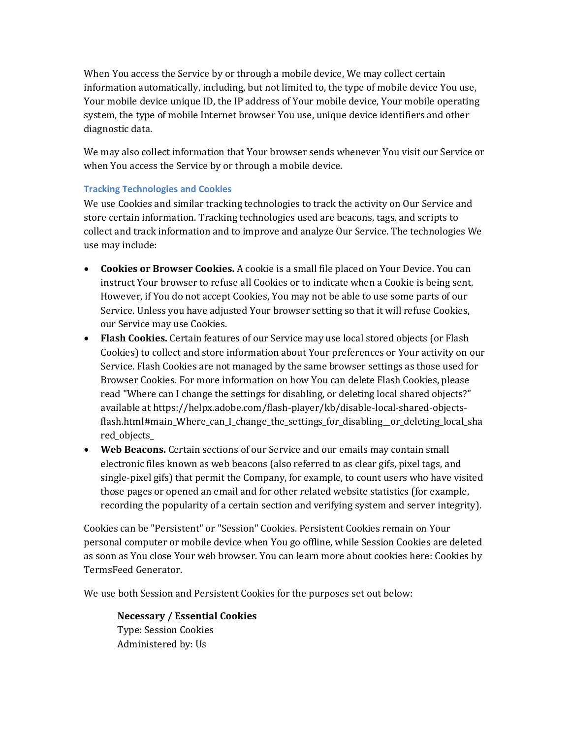When You access the Service by or through a mobile device, We may collect certain information automatically, including, but not limited to, the type of mobile device You use, Your mobile device unique ID, the IP address of Your mobile device, Your mobile operating system, the type of mobile Internet browser You use, unique device identifiers and other diagnostic data.

We may also collect information that Your browser sends whenever You visit our Service or when You access the Service by or through a mobile device.

### Tracking Technologies and Cookies

We use Cookies and similar tracking technologies to track the activity on Our Service and store certain information. Tracking technologies used are beacons, tags, and scripts to collect and track information and to improve and analyze Our Service. The technologies We use may include:

- **Cookies or Browser Cookies.** A cookie is a small file placed on Your Device. You can instruct Your browser to refuse all Cookies or to indicate when a Cookie is being sent. However, if You do not accept Cookies, You may not be able to use some parts of our Service. Unless you have adjusted Your browser setting so that it will refuse Cookies, our Service may use Cookies.
- **Flash Cookies.** Certain features of our Service may use local stored objects (or Flash Cookies) to collect and store information about Your preferences or Your activity on our Service. Flash Cookies are not managed by the same browser settings as those used for Browser Cookies. For more information on how You can delete Flash Cookies, please read "Where can I change the settings for disabling, or deleting local shared objects?" available at https://helpx.adobe.com/flash-player/kb/disable-local-shared-objects-flash.html#main_Where_can_I_change_the_settings_for_disabling__or_deleting_local_shared_objects_
- **Web Beacons.** Certain sections of our Service and our emails may contain small electronic files known as web beacons (also referred to as clear gifs, pixel tags, and single-pixel gifs) that permit the Company, for example, to count users who have visited those pages or opened an email and for other related website statistics (for example, recording the popularity of a certain section and verifying system and server integrity).

Cookies can be "Persistent" or "Session" Cookies. Persistent Cookies remain on Your personal computer or mobile device when You go offline, while Session Cookies are deleted as soon as You close Your web browser. You can learn more about cookies here: Cookies by TermsFeed Generator.

We use both Session and Persistent Cookies for the purposes set out below:

> **Necessary / Essential Cookies**
> Type: Session Cookies
> Administered by: Us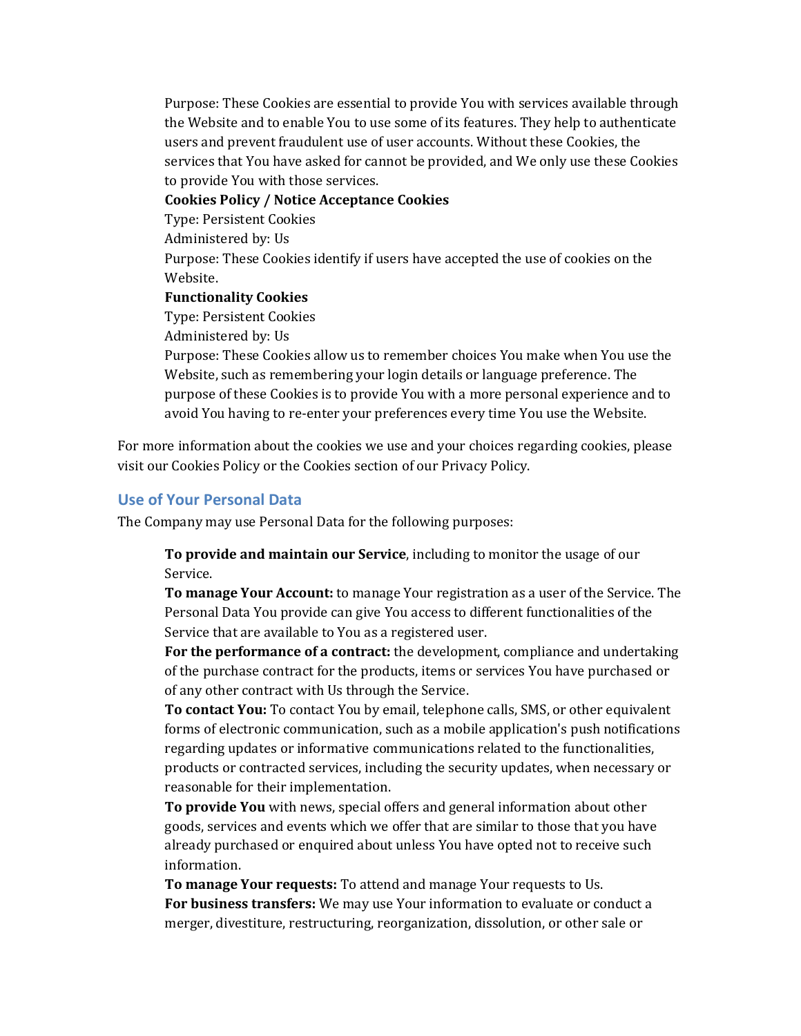Purpose: These Cookies are essential to provide You with services available through the Website and to enable You to use some of its features. They help to authenticate users and prevent fraudulent use of user accounts. Without these Cookies, the services that You have asked for cannot be provided, and We only use these Cookies to provide You with those services.

**Cookies Policy / Notice Acceptance Cookies**

Type: Persistent Cookies

Administered by: Us

Purpose: These Cookies identify if users have accepted the use of cookies on the Website.

**Functionality Cookies**

Type: Persistent Cookies

Administered by: Us

Purpose: These Cookies allow us to remember choices You make when You use the Website, such as remembering your login details or language preference. The purpose of these Cookies is to provide You with a more personal experience and to avoid You having to re-enter your preferences every time You use the Website.

For more information about the cookies we use and your choices regarding cookies, please visit our Cookies Policy or the Cookies section of our Privacy Policy.

## Use of Your Personal Data

The Company may use Personal Data for the following purposes:

**To provide and maintain our Service**, including to monitor the usage of our Service.

**To manage Your Account:** to manage Your registration as a user of the Service. The Personal Data You provide can give You access to different functionalities of the Service that are available to You as a registered user.

**For the performance of a contract:** the development, compliance and undertaking of the purchase contract for the products, items or services You have purchased or of any other contract with Us through the Service.

**To contact You:** To contact You by email, telephone calls, SMS, or other equivalent forms of electronic communication, such as a mobile application's push notifications regarding updates or informative communications related to the functionalities, products or contracted services, including the security updates, when necessary or reasonable for their implementation.

**To provide You** with news, special offers and general information about other goods, services and events which we offer that are similar to those that you have already purchased or enquired about unless You have opted not to receive such information.

**To manage Your requests:** To attend and manage Your requests to Us.

**For business transfers:** We may use Your information to evaluate or conduct a merger, divestiture, restructuring, reorganization, dissolution, or other sale or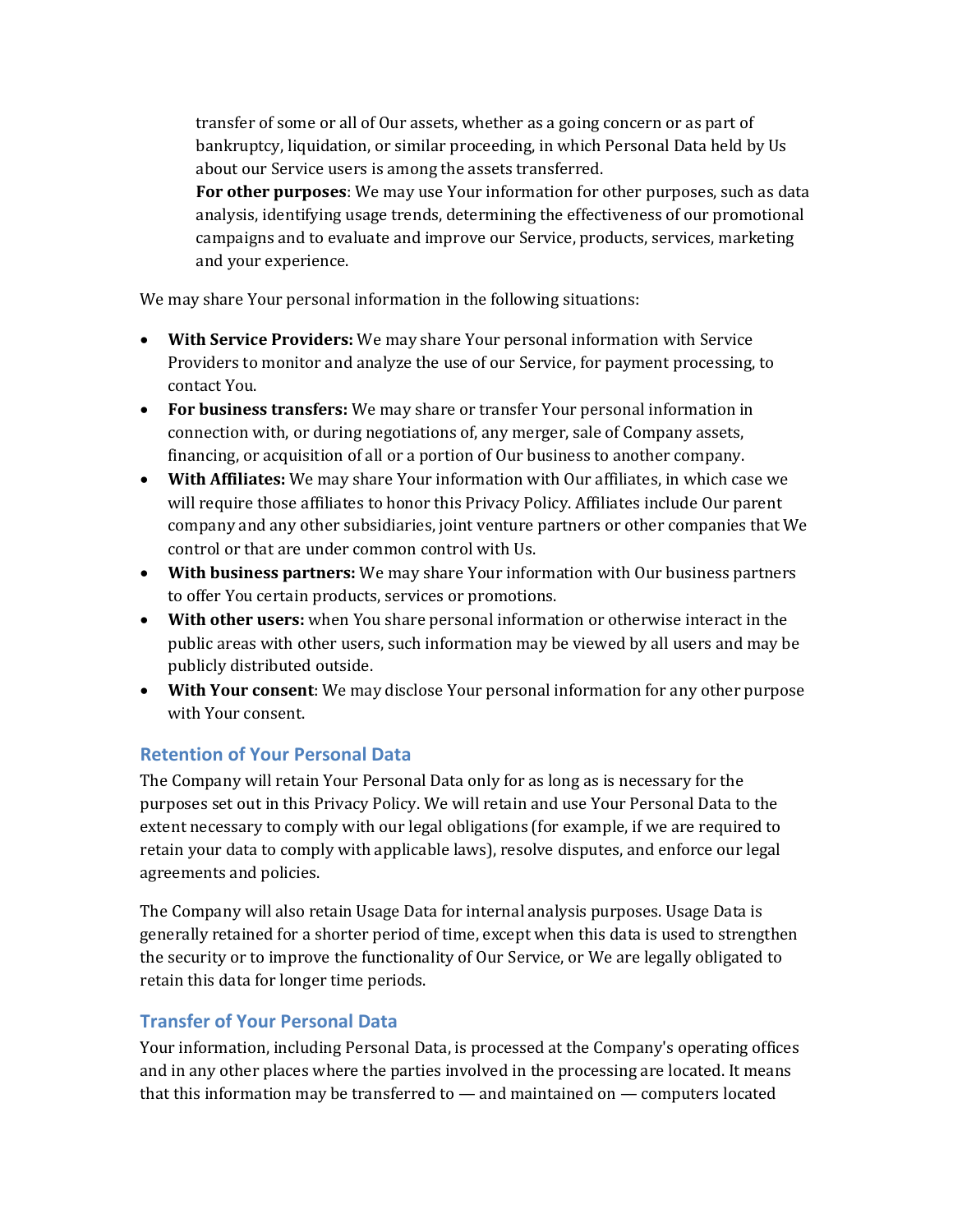transfer of some or all of Our assets, whether as a going concern or as part of bankruptcy, liquidation, or similar proceeding, in which Personal Data held by Us about our Service users is among the assets transferred.

**For other purposes**: We may use Your information for other purposes, such as data analysis, identifying usage trends, determining the effectiveness of our promotional campaigns and to evaluate and improve our Service, products, services, marketing and your experience.

We may share Your personal information in the following situations:

- **With Service Providers:** We may share Your personal information with Service Providers to monitor and analyze the use of our Service, for payment processing, to contact You.
- **For business transfers:** We may share or transfer Your personal information in connection with, or during negotiations of, any merger, sale of Company assets, financing, or acquisition of all or a portion of Our business to another company.
- **With Affiliates:** We may share Your information with Our affiliates, in which case we will require those affiliates to honor this Privacy Policy. Affiliates include Our parent company and any other subsidiaries, joint venture partners or other companies that We control or that are under common control with Us.
- **With business partners:** We may share Your information with Our business partners to offer You certain products, services or promotions.
- **With other users:** when You share personal information or otherwise interact in the public areas with other users, such information may be viewed by all users and may be publicly distributed outside.
- **With Your consent**: We may disclose Your personal information for any other purpose with Your consent.

## Retention of Your Personal Data

The Company will retain Your Personal Data only for as long as is necessary for the purposes set out in this Privacy Policy. We will retain and use Your Personal Data to the extent necessary to comply with our legal obligations (for example, if we are required to retain your data to comply with applicable laws), resolve disputes, and enforce our legal agreements and policies.

The Company will also retain Usage Data for internal analysis purposes. Usage Data is generally retained for a shorter period of time, except when this data is used to strengthen the security or to improve the functionality of Our Service, or We are legally obligated to retain this data for longer time periods.

## Transfer of Your Personal Data

Your information, including Personal Data, is processed at the Company's operating offices and in any other places where the parties involved in the processing are located. It means that this information may be transferred to — and maintained on — computers located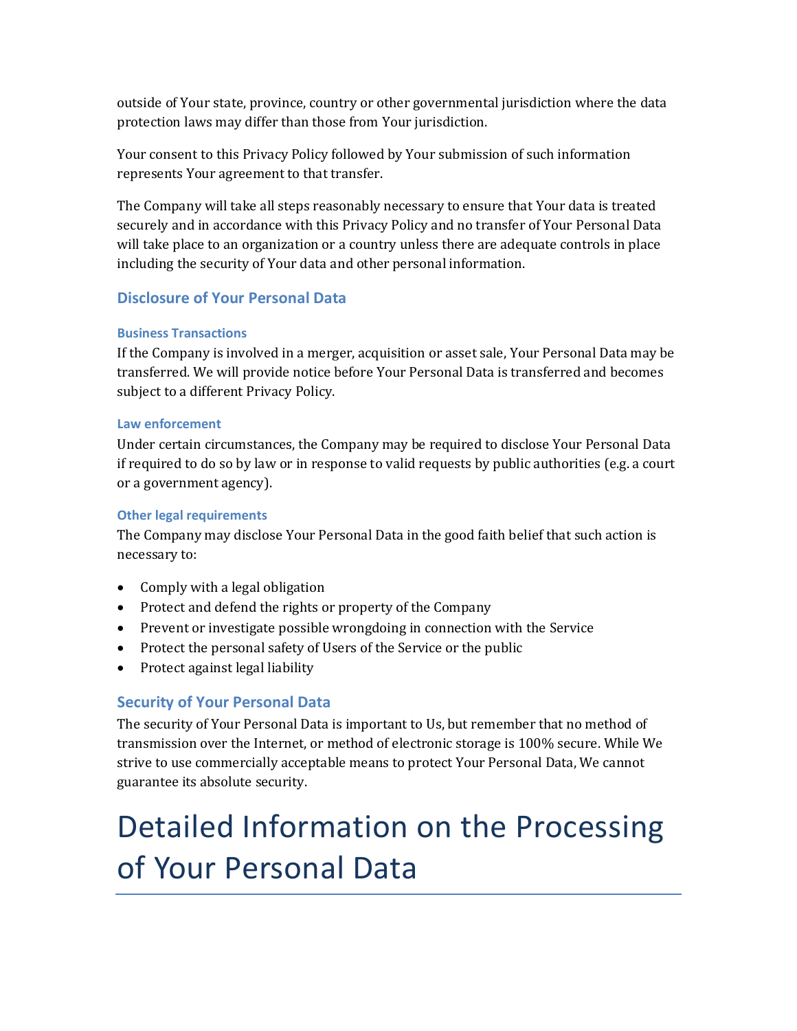outside of Your state, province, country or other governmental jurisdiction where the data protection laws may differ than those from Your jurisdiction.

Your consent to this Privacy Policy followed by Your submission of such information represents Your agreement to that transfer.

The Company will take all steps reasonably necessary to ensure that Your data is treated securely and in accordance with this Privacy Policy and no transfer of Your Personal Data will take place to an organization or a country unless there are adequate controls in place including the security of Your data and other personal information.

## Disclosure of Your Personal Data

### Business Transactions

If the Company is involved in a merger, acquisition or asset sale, Your Personal Data may be transferred. We will provide notice before Your Personal Data is transferred and becomes subject to a different Privacy Policy.

### Law enforcement

Under certain circumstances, the Company may be required to disclose Your Personal Data if required to do so by law or in response to valid requests by public authorities (e.g. a court or a government agency).

### Other legal requirements

The Company may disclose Your Personal Data in the good faith belief that such action is necessary to:

- Comply with a legal obligation
- Protect and defend the rights or property of the Company
- Prevent or investigate possible wrongdoing in connection with the Service
- Protect the personal safety of Users of the Service or the public
- Protect against legal liability

## Security of Your Personal Data

The security of Your Personal Data is important to Us, but remember that no method of transmission over the Internet, or method of electronic storage is 100% secure. While We strive to use commercially acceptable means to protect Your Personal Data, We cannot guarantee its absolute security.

# Detailed Information on the Processing of Your Personal Data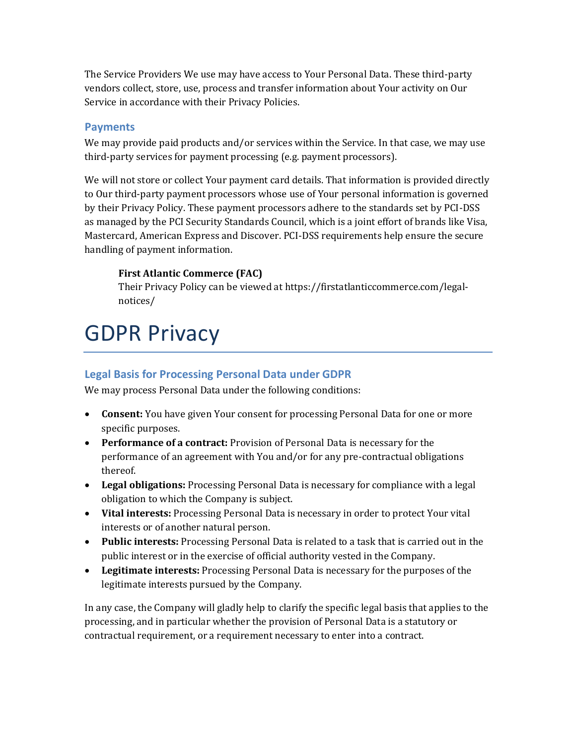The Service Providers We use may have access to Your Personal Data. These third-party vendors collect, store, use, process and transfer information about Your activity on Our Service in accordance with their Privacy Policies.

### Payments

We may provide paid products and/or services within the Service. In that case, we may use third-party services for payment processing (e.g. payment processors).

We will not store or collect Your payment card details. That information is provided directly to Our third-party payment processors whose use of Your personal information is governed by their Privacy Policy. These payment processors adhere to the standards set by PCI-DSS as managed by the PCI Security Standards Council, which is a joint effort of brands like Visa, Mastercard, American Express and Discover. PCI-DSS requirements help ensure the secure handling of payment information.

> **First Atlantic Commerce (FAC)**
> Their Privacy Policy can be viewed at https://firstatlanticcommerce.com/legal-notices/

# GDPR Privacy

### Legal Basis for Processing Personal Data under GDPR

We may process Personal Data under the following conditions:

- **Consent:** You have given Your consent for processing Personal Data for one or more specific purposes.
- **Performance of a contract:** Provision of Personal Data is necessary for the performance of an agreement with You and/or for any pre-contractual obligations thereof.
- **Legal obligations:** Processing Personal Data is necessary for compliance with a legal obligation to which the Company is subject.
- **Vital interests:** Processing Personal Data is necessary in order to protect Your vital interests or of another natural person.
- **Public interests:** Processing Personal Data is related to a task that is carried out in the public interest or in the exercise of official authority vested in the Company.
- **Legitimate interests:** Processing Personal Data is necessary for the purposes of the legitimate interests pursued by the Company.

In any case, the Company will gladly help to clarify the specific legal basis that applies to the processing, and in particular whether the provision of Personal Data is a statutory or contractual requirement, or a requirement necessary to enter into a contract.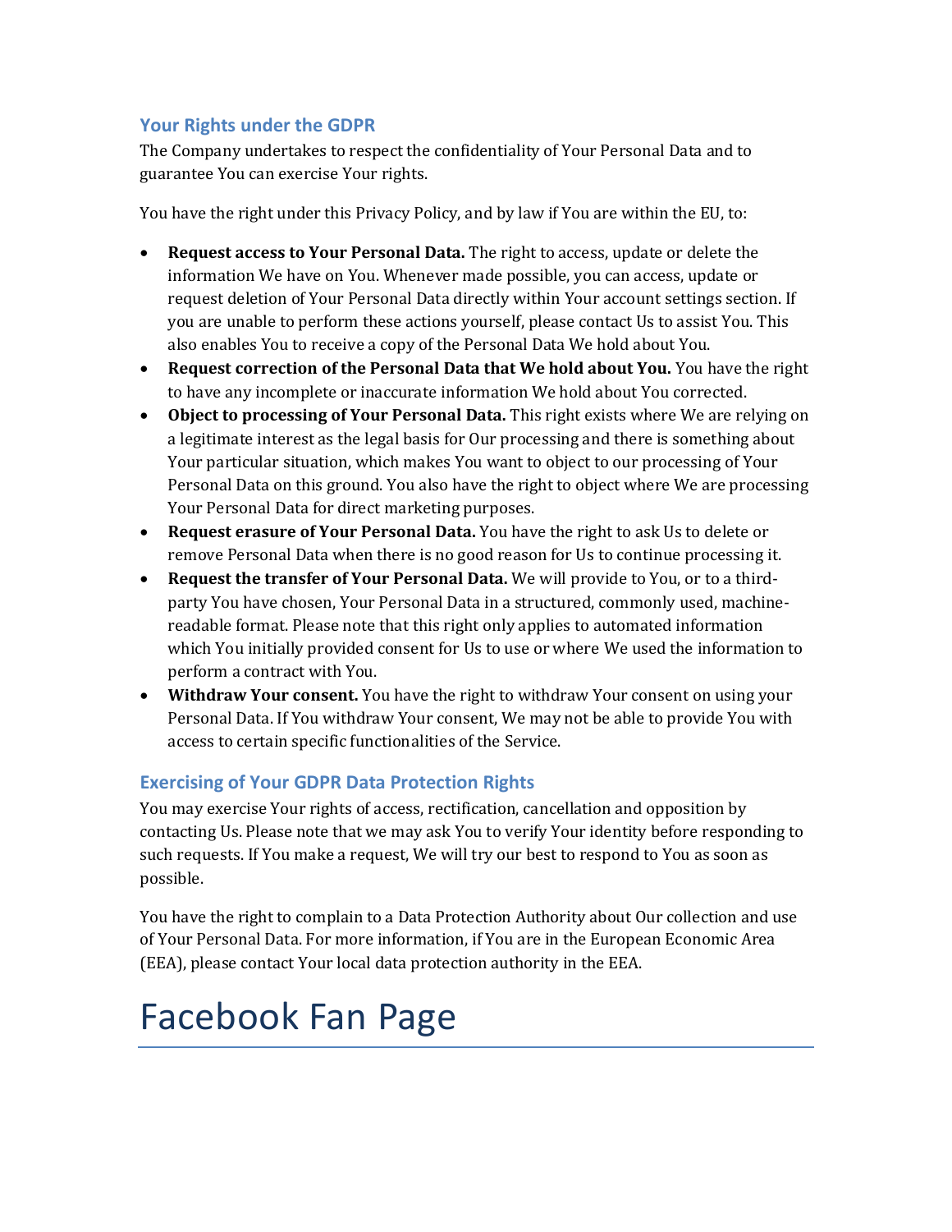### Your Rights under the GDPR

The Company undertakes to respect the confidentiality of Your Personal Data and to guarantee You can exercise Your rights.

You have the right under this Privacy Policy, and by law if You are within the EU, to:

- **Request access to Your Personal Data.** The right to access, update or delete the information We have on You. Whenever made possible, you can access, update or request deletion of Your Personal Data directly within Your account settings section. If you are unable to perform these actions yourself, please contact Us to assist You. This also enables You to receive a copy of the Personal Data We hold about You.
- **Request correction of the Personal Data that We hold about You.** You have the right to have any incomplete or inaccurate information We hold about You corrected.
- **Object to processing of Your Personal Data.** This right exists where We are relying on a legitimate interest as the legal basis for Our processing and there is something about Your particular situation, which makes You want to object to our processing of Your Personal Data on this ground. You also have the right to object where We are processing Your Personal Data for direct marketing purposes.
- **Request erasure of Your Personal Data.** You have the right to ask Us to delete or remove Personal Data when there is no good reason for Us to continue processing it.
- **Request the transfer of Your Personal Data.** We will provide to You, or to a third-party You have chosen, Your Personal Data in a structured, commonly used, machine-readable format. Please note that this right only applies to automated information which You initially provided consent for Us to use or where We used the information to perform a contract with You.
- **Withdraw Your consent.** You have the right to withdraw Your consent on using your Personal Data. If You withdraw Your consent, We may not be able to provide You with access to certain specific functionalities of the Service.

### Exercising of Your GDPR Data Protection Rights

You may exercise Your rights of access, rectification, cancellation and opposition by contacting Us. Please note that we may ask You to verify Your identity before responding to such requests. If You make a request, We will try our best to respond to You as soon as possible.

You have the right to complain to a Data Protection Authority about Our collection and use of Your Personal Data. For more information, if You are in the European Economic Area (EEA), please contact Your local data protection authority in the EEA.

# Facebook Fan Page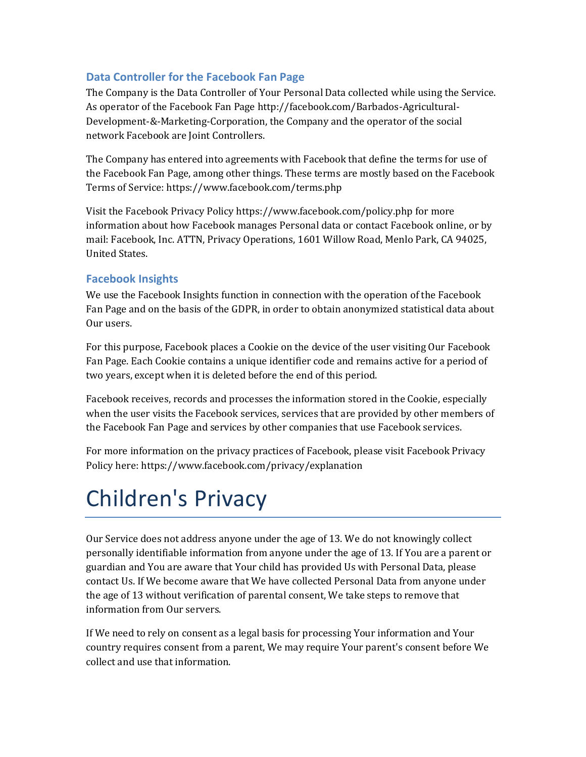### Data Controller for the Facebook Fan Page

The Company is the Data Controller of Your Personal Data collected while using the Service. As operator of the Facebook Fan Page http://facebook.com/Barbados-Agricultural-Development-&-Marketing-Corporation, the Company and the operator of the social network Facebook are Joint Controllers.

The Company has entered into agreements with Facebook that define the terms for use of the Facebook Fan Page, among other things. These terms are mostly based on the Facebook Terms of Service: https://www.facebook.com/terms.php

Visit the Facebook Privacy Policy https://www.facebook.com/policy.php for more information about how Facebook manages Personal data or contact Facebook online, or by mail: Facebook, Inc. ATTN, Privacy Operations, 1601 Willow Road, Menlo Park, CA 94025, United States.

### Facebook Insights

We use the Facebook Insights function in connection with the operation of the Facebook Fan Page and on the basis of the GDPR, in order to obtain anonymized statistical data about Our users.

For this purpose, Facebook places a Cookie on the device of the user visiting Our Facebook Fan Page. Each Cookie contains a unique identifier code and remains active for a period of two years, except when it is deleted before the end of this period.

Facebook receives, records and processes the information stored in the Cookie, especially when the user visits the Facebook services, services that are provided by other members of the Facebook Fan Page and services by other companies that use Facebook services.

For more information on the privacy practices of Facebook, please visit Facebook Privacy Policy here: https://www.facebook.com/privacy/explanation

# Children's Privacy

Our Service does not address anyone under the age of 13. We do not knowingly collect personally identifiable information from anyone under the age of 13. If You are a parent or guardian and You are aware that Your child has provided Us with Personal Data, please contact Us. If We become aware that We have collected Personal Data from anyone under the age of 13 without verification of parental consent, We take steps to remove that information from Our servers.

If We need to rely on consent as a legal basis for processing Your information and Your country requires consent from a parent, We may require Your parent's consent before We collect and use that information.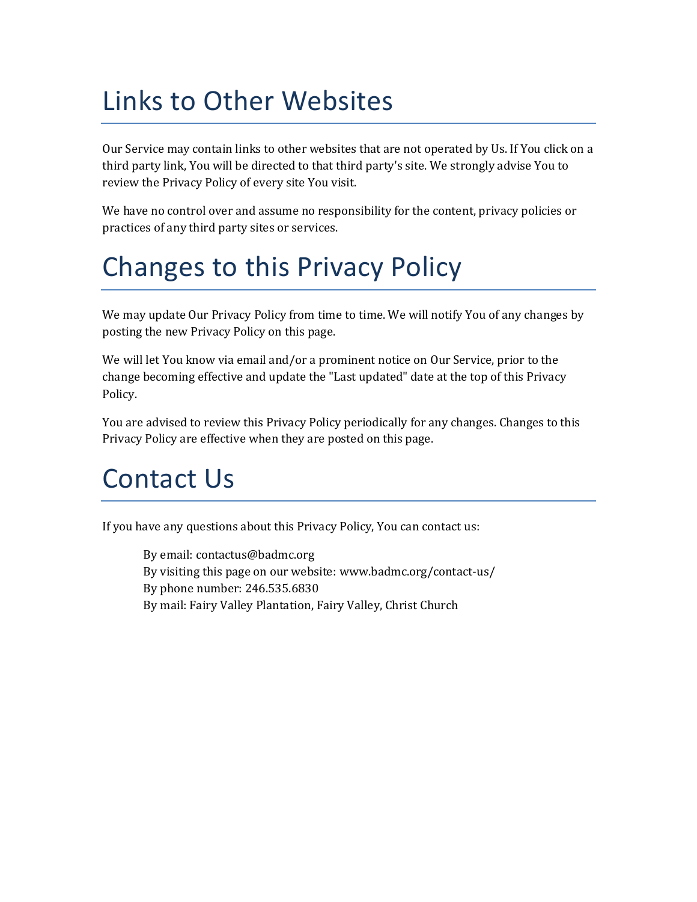# Links to Other Websites

Our Service may contain links to other websites that are not operated by Us. If You click on a third party link, You will be directed to that third party's site. We strongly advise You to review the Privacy Policy of every site You visit.

We have no control over and assume no responsibility for the content, privacy policies or practices of any third party sites or services.

# Changes to this Privacy Policy

We may update Our Privacy Policy from time to time. We will notify You of any changes by posting the new Privacy Policy on this page.

We will let You know via email and/or a prominent notice on Our Service, prior to the change becoming effective and update the "Last updated" date at the top of this Privacy Policy.

You are advised to review this Privacy Policy periodically for any changes. Changes to this Privacy Policy are effective when they are posted on this page.

# Contact Us

If you have any questions about this Privacy Policy, You can contact us:

By email: contactus@badmc.org
By visiting this page on our website: www.badmc.org/contact-us/
By phone number: 246.535.6830
By mail: Fairy Valley Plantation, Fairy Valley, Christ Church